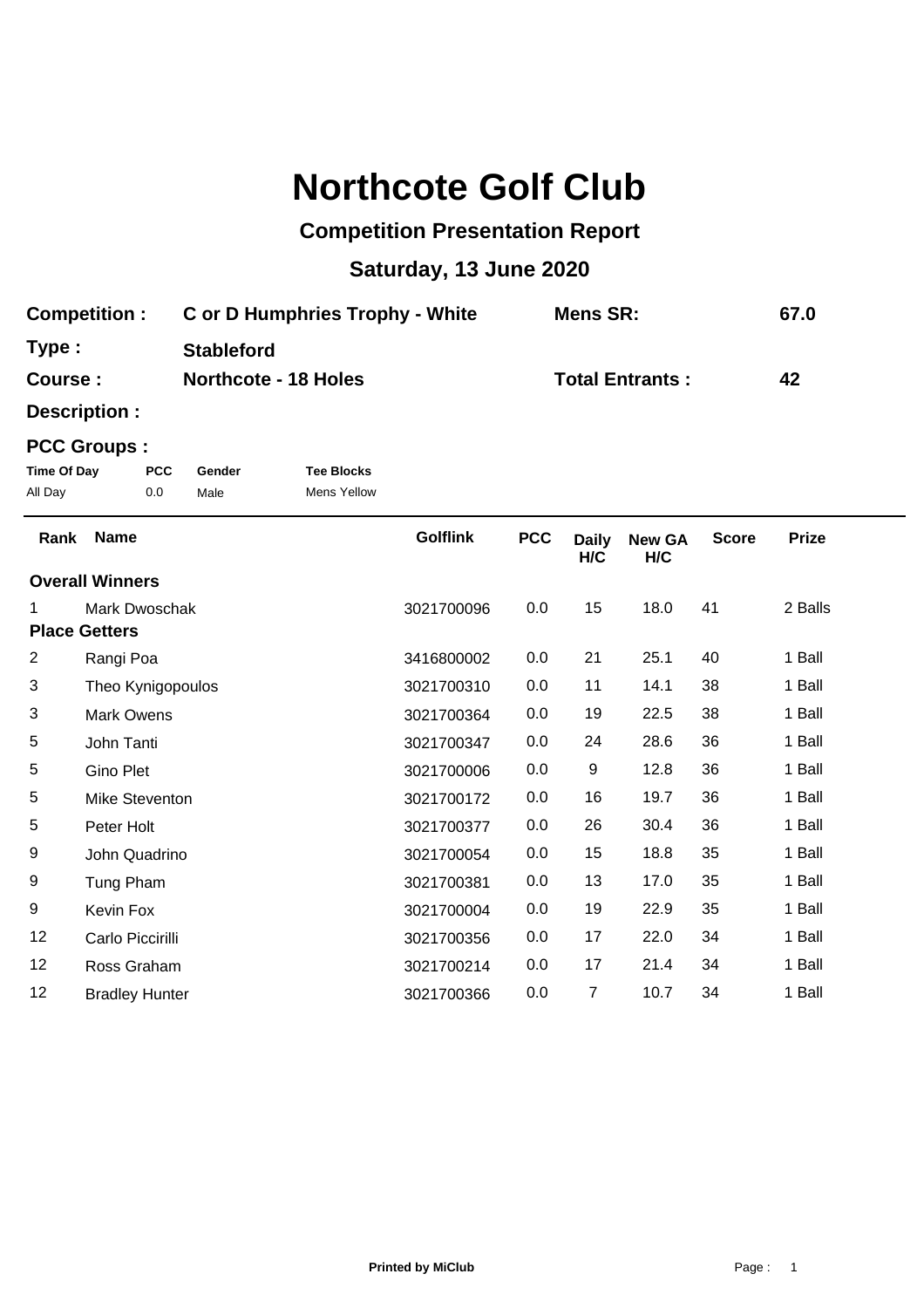# Northcote Golf Club

## Competition Presentation Report

## Saturday, 13 June 2020

**Competition :** C or D Humphries Trophy - White **Mens SR:** 67.0

**Type :** Stableford

**Course :** Northcote - 18 Holes **Total Entrants :** 42

**Description :**

**PCC Groups :**

| Time Of Day | PCC | Gender | Tee Blocks |
|---|---|---|---|
| All Day | 0.0 | Male | Mens Yellow |

| Rank | Name | Golflink | PCC | Daily H/C | New GA H/C | Score | Prize |
|---|---|---|---|---|---|---|---|
| **Overall Winners** | | | | | | | |
| 1 | Mark Dwoschak | 3021700096 | 0.0 | 15 | 18.0 | 41 | 2 Balls |
| **Place Getters** | | | | | | | |
| 2 | Rangi Poa | 3416800002 | 0.0 | 21 | 25.1 | 40 | 1 Ball |
| 3 | Theo Kynigopoulos | 3021700310 | 0.0 | 11 | 14.1 | 38 | 1 Ball |
| 3 | Mark Owens | 3021700364 | 0.0 | 19 | 22.5 | 38 | 1 Ball |
| 5 | John Tanti | 3021700347 | 0.0 | 24 | 28.6 | 36 | 1 Ball |
| 5 | Gino Plet | 3021700006 | 0.0 | 9 | 12.8 | 36 | 1 Ball |
| 5 | Mike Steventon | 3021700172 | 0.0 | 16 | 19.7 | 36 | 1 Ball |
| 5 | Peter Holt | 3021700377 | 0.0 | 26 | 30.4 | 36 | 1 Ball |
| 9 | John Quadrino | 3021700054 | 0.0 | 15 | 18.8 | 35 | 1 Ball |
| 9 | Tung Pham | 3021700381 | 0.0 | 13 | 17.0 | 35 | 1 Ball |
| 9 | Kevin Fox | 3021700004 | 0.0 | 19 | 22.9 | 35 | 1 Ball |
| 12 | Carlo Piccirilli | 3021700356 | 0.0 | 17 | 22.0 | 34 | 1 Ball |
| 12 | Ross Graham | 3021700214 | 0.0 | 17 | 21.4 | 34 | 1 Ball |
| 12 | Bradley Hunter | 3021700366 | 0.0 | 7 | 10.7 | 34 | 1 Ball |

**Printed by MiClub**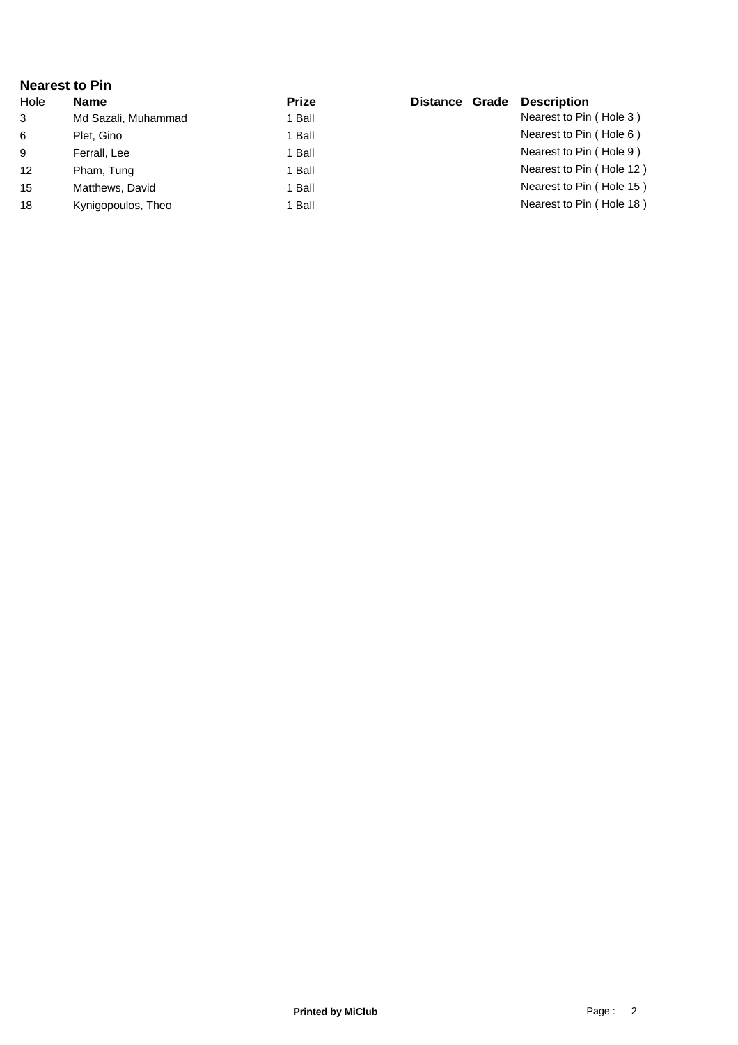## Nearest to Pin

| Hole | Name | Prize | Distance | Grade | Description |
| --- | --- | --- | --- | --- | --- |
| 3 | Md Sazali, Muhammad | 1 Ball | | | Nearest to Pin ( Hole 3 ) |
| 6 | Plet, Gino | 1 Ball | | | Nearest to Pin ( Hole 6 ) |
| 9 | Ferrall, Lee | 1 Ball | | | Nearest to Pin ( Hole 9 ) |
| 12 | Pham, Tung | 1 Ball | | | Nearest to Pin ( Hole 12 ) |
| 15 | Matthews, David | 1 Ball | | | Nearest to Pin ( Hole 15 ) |
| 18 | Kynigopoulos, Theo | 1 Ball | | | Nearest to Pin ( Hole 18 ) |

**Printed by MiClub**